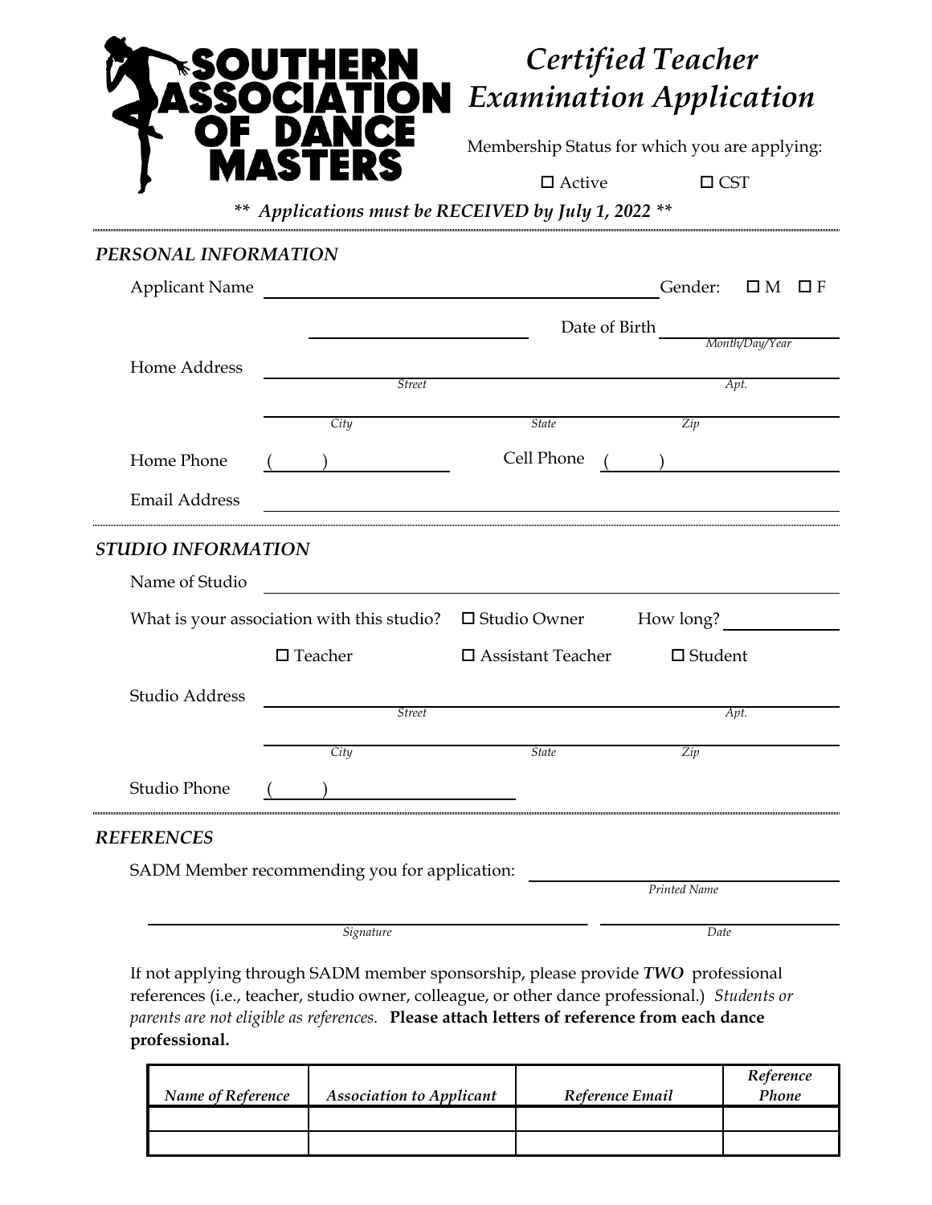# SOUTHERN ASSOCIATION OF DANCE MASTERS

## *Certified Teacher Examination Application*

Membership Status for which you are applying:

☐ Active ☐ CST

***\*\* Applications must be RECEIVED by July 1, 2022 \*\****

### *PERSONAL INFORMATION*

Applicant Name ______________________ Gender: ☐ M ☐ F

______________________ Date of Birth ______________________
*Month/Day/Year*

Home Address ______________________________________________
*Street* *Apt.*

______________________________________________
*City* *State* *Zip*

Home Phone ( ) ______________ Cell Phone ( ) ______________

Email Address ______________________________________________

### *STUDIO INFORMATION*

Name of Studio ______________________________________________

What is your association with this studio? ☐ Studio Owner How long? ____________

☐ Teacher ☐ Assistant Teacher ☐ Student

Studio Address ______________________________________________
*Street* *Apt.*

______________________________________________
*City* *State* *Zip*

Studio Phone ( ) ______________

### *REFERENCES*

SADM Member recommending you for application: ______________________
*Printed Name*

______________________________ ______________________
*Signature* *Date*

If not applying through SADM member sponsorship, please provide ***TWO*** professional references (i.e., teacher, studio owner, colleague, or other dance professional.) *Students or parents are not eligible as references.* **Please attach letters of reference from each dance professional.**

| *Name of Reference* | *Association to Applicant* | *Reference Email* | *Reference Phone* |
|---|---|---|---|
| | | | |
| | | | |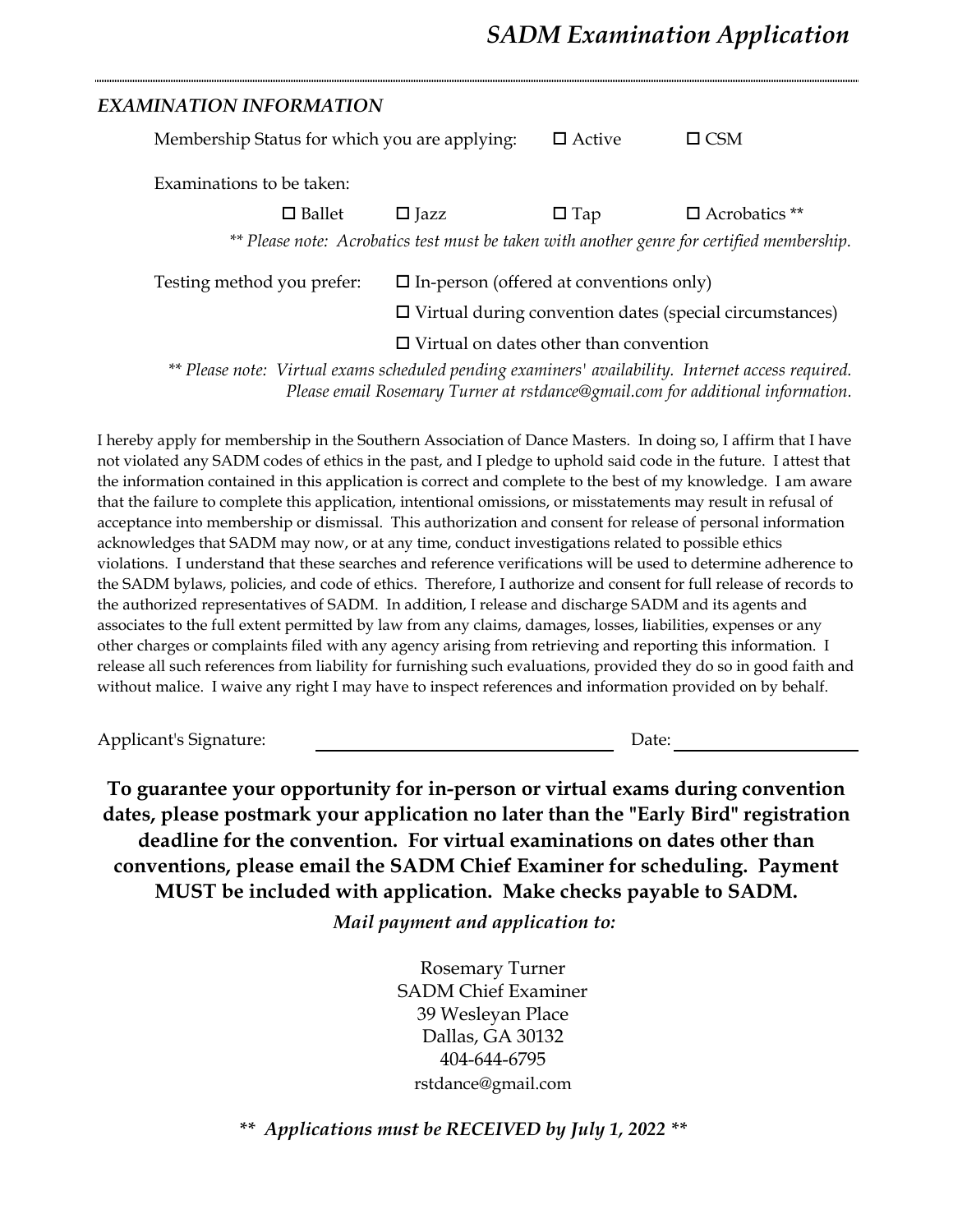# SADM Examination Application

## *EXAMINATION INFORMATION*

Membership Status for which you are applying: ☐ Active ☐ CSM

Examinations to be taken:

☐ Ballet ☐ Jazz ☐ Tap ☐ Acrobatics **

*** Please note: Acrobatics test must be taken with another genre for certified membership.*

Testing method you prefer:

☐ In-person (offered at conventions only)

☐ Virtual during convention dates (special circumstances)

☐ Virtual on dates other than convention

*** Please note: Virtual exams scheduled pending examiners' availability. Internet access required. Please email Rosemary Turner at rstdance@gmail.com for additional information.*

I hereby apply for membership in the Southern Association of Dance Masters. In doing so, I affirm that I have not violated any SADM codes of ethics in the past, and I pledge to uphold said code in the future. I attest that the information contained in this application is correct and complete to the best of my knowledge. I am aware that the failure to complete this application, intentional omissions, or misstatements may result in refusal of acceptance into membership or dismissal. This authorization and consent for release of personal information acknowledges that SADM may now, or at any time, conduct investigations related to possible ethics violations. I understand that these searches and reference verifications will be used to determine adherence to the SADM bylaws, policies, and code of ethics. Therefore, I authorize and consent for full release of records to the authorized representatives of SADM. In addition, I release and discharge SADM and its agents and associates to the full extent permitted by law from any claims, damages, losses, liabilities, expenses or any other charges or complaints filed with any agency arising from retrieving and reporting this information. I release all such references from liability for furnishing such evaluations, provided they do so in good faith and without malice. I waive any right I may have to inspect references and information provided on by behalf.

Applicant's Signature: ______________________________ Date: __________________

**To guarantee your opportunity for in-person or virtual exams during convention dates, please postmark your application no later than the "Early Bird" registration deadline for the convention. For virtual examinations on dates other than conventions, please email the SADM Chief Examiner for scheduling. Payment MUST be included with application. Make checks payable to SADM.**

***Mail payment and application to:***

Rosemary Turner
SADM Chief Examiner
39 Wesleyan Place
Dallas, GA 30132
404-644-6795
rstdance@gmail.com

***\*\* Applications must be RECEIVED by July 1, 2022 \*\****